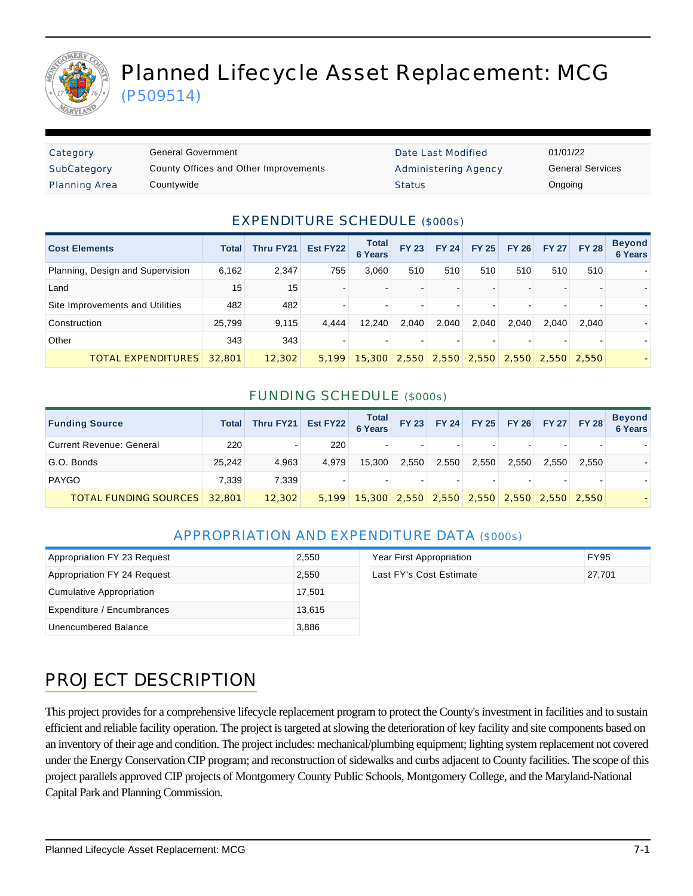# Planned Lifecycle Asset Replacement: MCG

(P509514)

| Category | General Government | Date Last Modified | 01/01/22 |
|---|---|---|---|
| SubCategory | County Offices and Other Improvements | Administering Agency | General Services |
| Planning Area | Countywide | Status | Ongoing |

## EXPENDITURE SCHEDULE ($000s)

| Cost Elements | Total | Thru FY21 | Est FY22 | Total 6 Years | FY 23 | FY 24 | FY 25 | FY 26 | FY 27 | FY 28 | Beyond 6 Years |
|---|---|---|---|---|---|---|---|---|---|---|---|
| Planning, Design and Supervision | 6,162 | 2,347 | 755 | 3,060 | 510 | 510 | 510 | 510 | 510 | 510 | - |
| Land | 15 | 15 | - | - | - | - | - | - | - | - | - |
| Site Improvements and Utilities | 482 | 482 | - | - | - | - | - | - | - | - | - |
| Construction | 25,799 | 9,115 | 4,444 | 12,240 | 2,040 | 2,040 | 2,040 | 2,040 | 2,040 | 2,040 | - |
| Other | 343 | 343 | - | - | - | - | - | - | - | - | - |
| TOTAL EXPENDITURES | 32,801 | 12,302 | 5,199 | 15,300 | 2,550 | 2,550 | 2,550 | 2,550 | 2,550 | 2,550 | - |

## FUNDING SCHEDULE ($000s)

| Funding Source | Total | Thru FY21 | Est FY22 | Total 6 Years | FY 23 | FY 24 | FY 25 | FY 26 | FY 27 | FY 28 | Beyond 6 Years |
|---|---|---|---|---|---|---|---|---|---|---|---|
| Current Revenue: General | 220 | - | 220 | - | - | - | - | - | - | - | - |
| G.O. Bonds | 25,242 | 4,963 | 4,979 | 15,300 | 2,550 | 2,550 | 2,550 | 2,550 | 2,550 | 2,550 | - |
| PAYGO | 7,339 | 7,339 | - | - | - | - | - | - | - | - | - |
| TOTAL FUNDING SOURCES | 32,801 | 12,302 | 5,199 | 15,300 | 2,550 | 2,550 | 2,550 | 2,550 | 2,550 | 2,550 | - |

## APPROPRIATION AND EXPENDITURE DATA ($000s)

| | |
|---|---|
| Appropriation FY 23 Request | 2,550 |
| Appropriation FY 24 Request | 2,550 |
| Cumulative Appropriation | 17,501 |
| Expenditure / Encumbrances | 13,615 |
| Unencumbered Balance | 3,886 |

| | |
|---|---|
| Year First Appropriation | FY95 |
| Last FY's Cost Estimate | 27,701 |

## PROJECT DESCRIPTION

This project provides for a comprehensive lifecycle replacement program to protect the County's investment in facilities and to sustain efficient and reliable facility operation. The project is targeted at slowing the deterioration of key facility and site components based on an inventory of their age and condition. The project includes: mechanical/plumbing equipment; lighting system replacement not covered under the Energy Conservation CIP program; and reconstruction of sidewalks and curbs adjacent to County facilities. The scope of this project parallels approved CIP projects of Montgomery County Public Schools, Montgomery College, and the Maryland-National Capital Park and Planning Commission.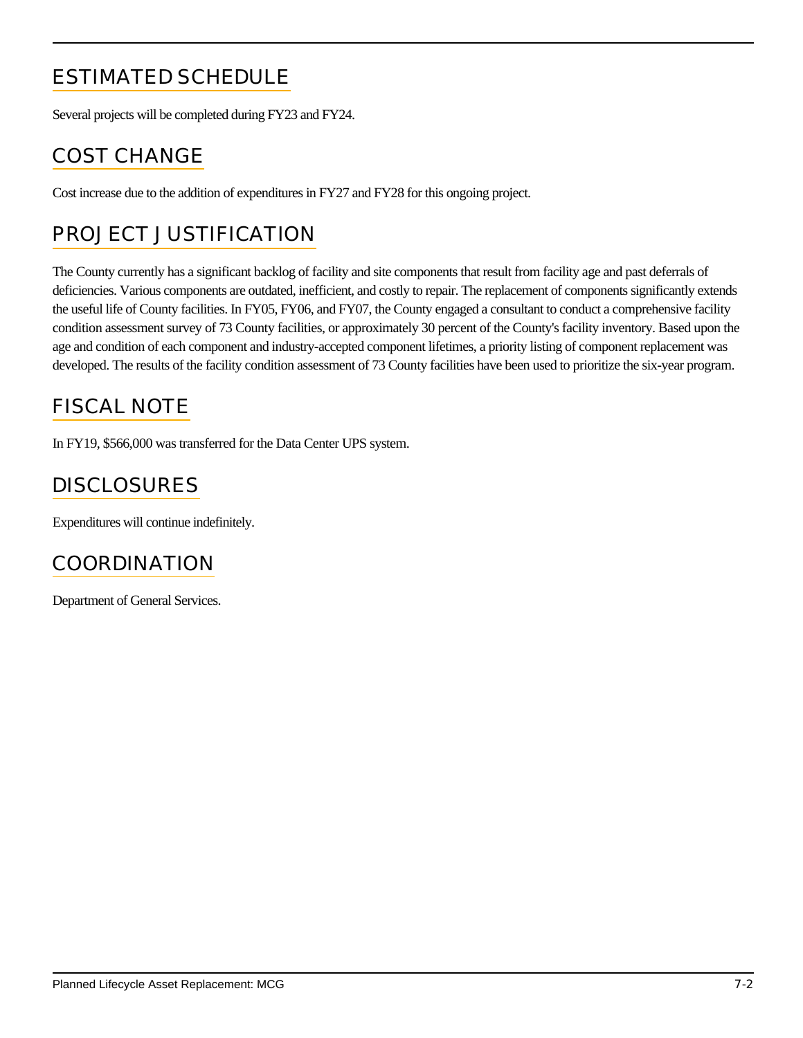## ESTIMATED SCHEDULE

Several projects will be completed during FY23 and FY24.

## COST CHANGE

Cost increase due to the addition of expenditures in FY27 and FY28 for this ongoing project.

## PROJECT JUSTIFICATION

The County currently has a significant backlog of facility and site components that result from facility age and past deferrals of deficiencies. Various components are outdated, inefficient, and costly to repair. The replacement of components significantly extends the useful life of County facilities. In FY05, FY06, and FY07, the County engaged a consultant to conduct a comprehensive facility condition assessment survey of 73 County facilities, or approximately 30 percent of the County's facility inventory. Based upon the age and condition of each component and industry-accepted component lifetimes, a priority listing of component replacement was developed. The results of the facility condition assessment of 73 County facilities have been used to prioritize the six-year program.

## FISCAL NOTE

In FY19, $566,000 was transferred for the Data Center UPS system.

## DISCLOSURES

Expenditures will continue indefinitely.

## COORDINATION

Department of General Services.